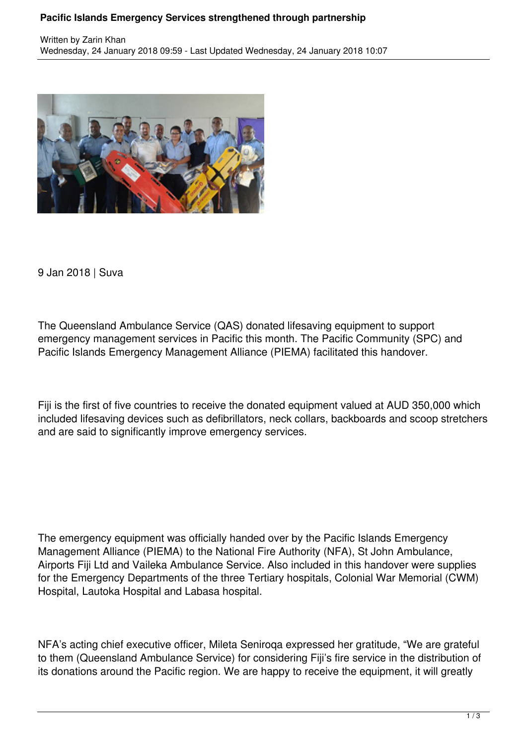# Pacific Islands Emergency Services strengthened through partnership

Written by Zarin Khan
Wednesday, 24 January 2018 09:59 - Last Updated Wednesday, 24 January 2018 10:07

9 Jan 2018 | Suva

The Queensland Ambulance Service (QAS) donated lifesaving equipment to support emergency management services in Pacific this month. The Pacific Community (SPC) and Pacific Islands Emergency Management Alliance (PIEMA) facilitated this handover.

Fiji is the first of five countries to receive the donated equipment valued at AUD 350,000 which included lifesaving devices such as defibrillators, neck collars, backboards and scoop stretchers and are said to significantly improve emergency services.

The emergency equipment was officially handed over by the Pacific Islands Emergency Management Alliance (PIEMA) to the National Fire Authority (NFA), St John Ambulance, Airports Fiji Ltd and Vaileka Ambulance Service. Also included in this handover were supplies for the Emergency Departments of the three Tertiary hospitals, Colonial War Memorial (CWM) Hospital, Lautoka Hospital and Labasa hospital.

NFA's acting chief executive officer, Mileta Seniroqa expressed her gratitude, "We are grateful to them (Queensland Ambulance Service) for considering Fiji's fire service in the distribution of its donations around the Pacific region. We are happy to receive the equipment, it will greatly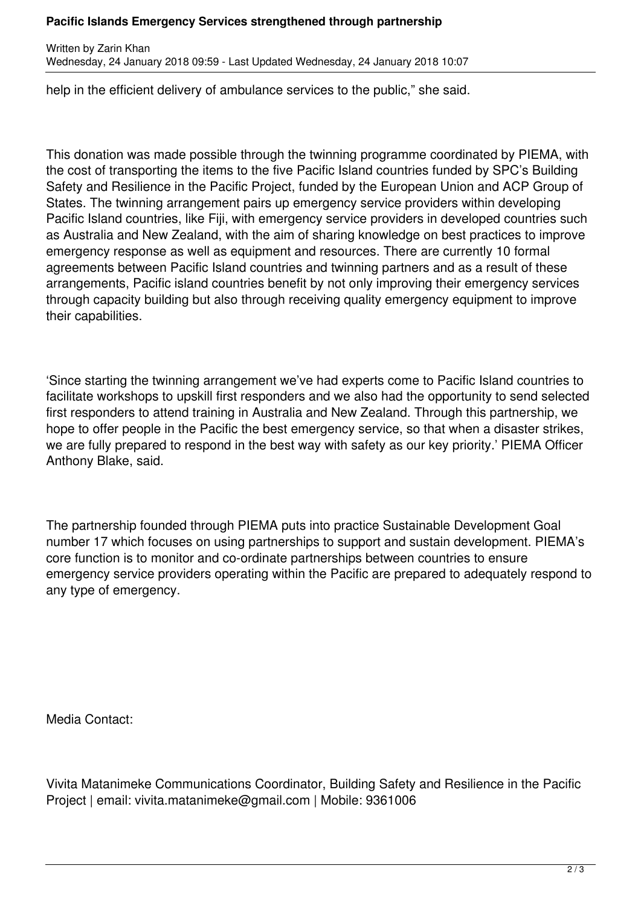help in the efficient delivery of ambulance services to the public," she said.

This donation was made possible through the twinning programme coordinated by PIEMA, with the cost of transporting the items to the five Pacific Island countries funded by SPC's Building Safety and Resilience in the Pacific Project, funded by the European Union and ACP Group of States. The twinning arrangement pairs up emergency service providers within developing Pacific Island countries, like Fiji, with emergency service providers in developed countries such as Australia and New Zealand, with the aim of sharing knowledge on best practices to improve emergency response as well as equipment and resources. There are currently 10 formal agreements between Pacific Island countries and twinning partners and as a result of these arrangements, Pacific island countries benefit by not only improving their emergency services through capacity building but also through receiving quality emergency equipment to improve their capabilities.

'Since starting the twinning arrangement we've had experts come to Pacific Island countries to facilitate workshops to upskill first responders and we also had the opportunity to send selected first responders to attend training in Australia and New Zealand. Through this partnership, we hope to offer people in the Pacific the best emergency service, so that when a disaster strikes, we are fully prepared to respond in the best way with safety as our key priority.' PIEMA Officer Anthony Blake, said.

The partnership founded through PIEMA puts into practice Sustainable Development Goal number 17 which focuses on using partnerships to support and sustain development. PIEMA's core function is to monitor and co-ordinate partnerships between countries to ensure emergency service providers operating within the Pacific are prepared to adequately respond to any type of emergency.

Media Contact:

Vivita Matanimeke Communications Coordinator, Building Safety and Resilience in the Pacific Project | email: vivita.matanimeke@gmail.com | Mobile: 9361006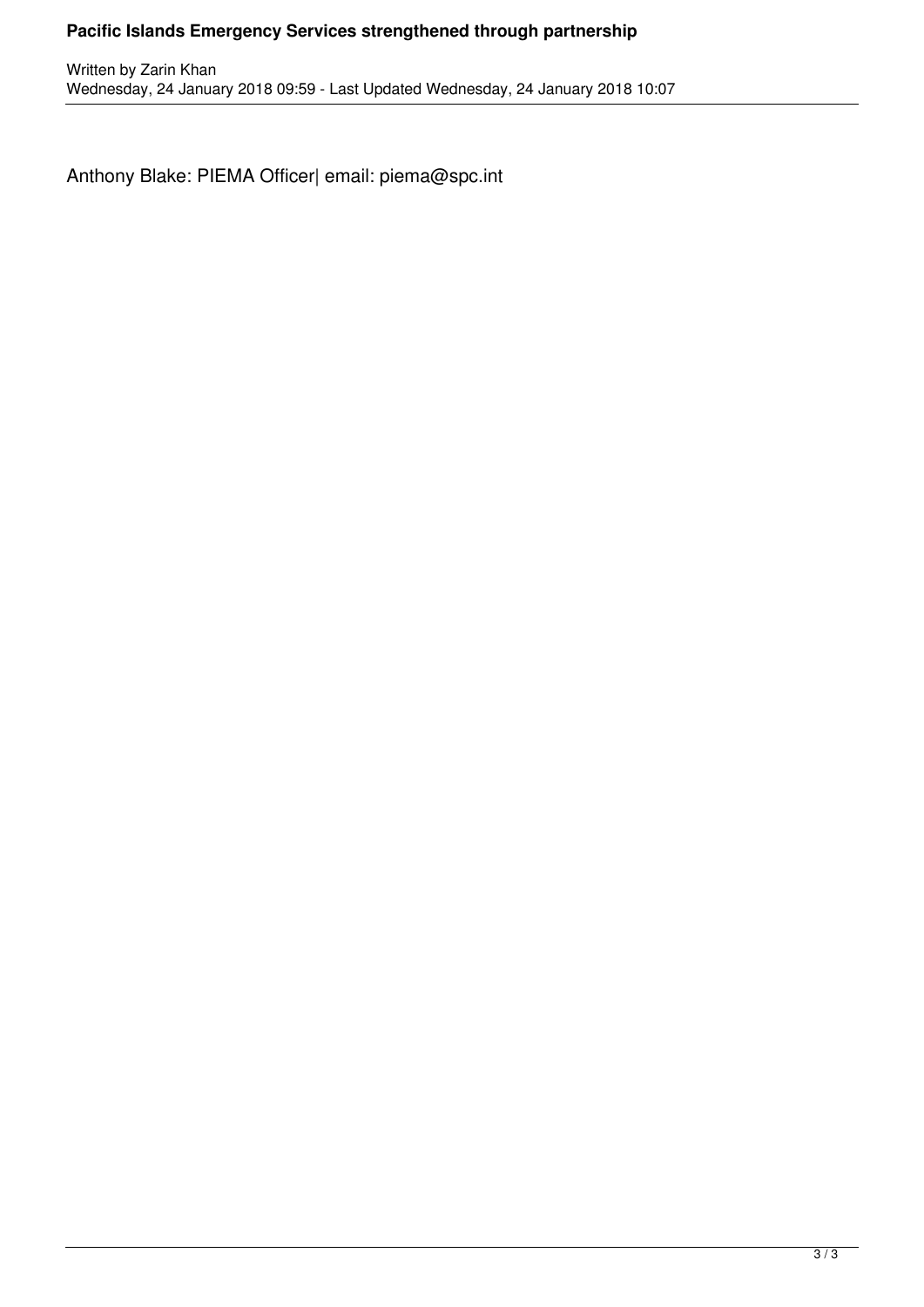Anthony Blake: PIEMA Officer| email: piema@spc.int